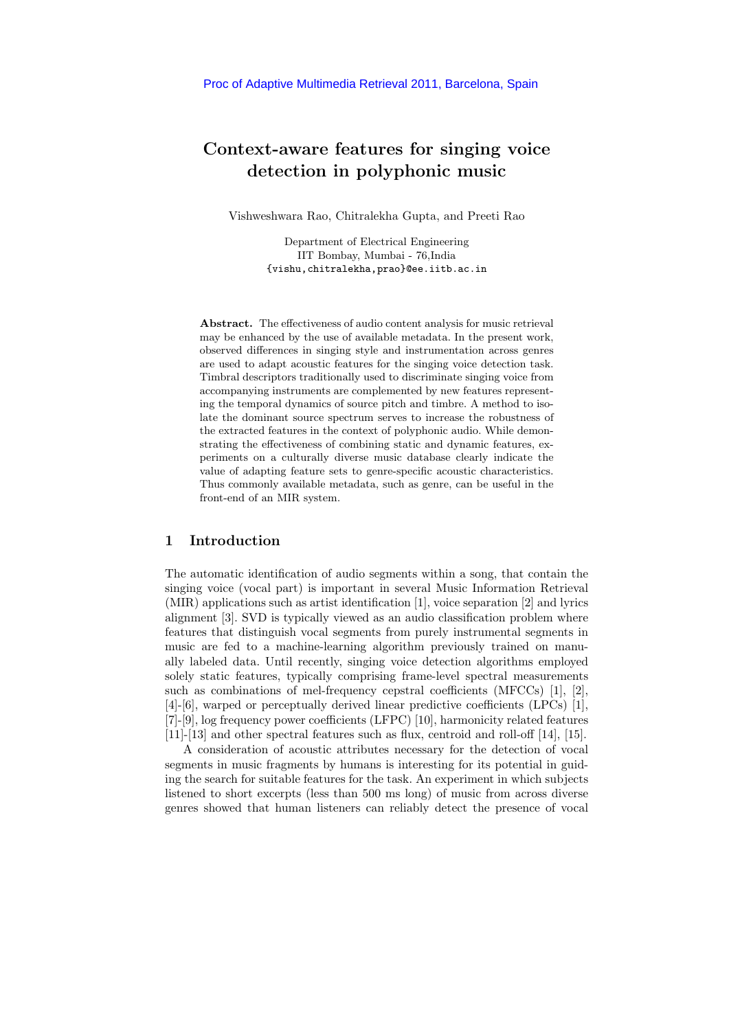# Context-aware features for singing voice detection in polyphonic music

Vishweshwara Rao, Chitralekha Gupta, and Preeti Rao

Department of Electrical Engineering
IIT Bombay, Mumbai - 76,India
{vishu,chitralekha,prao}@ee.iitb.ac.in

**Abstract.** The effectiveness of audio content analysis for music retrieval may be enhanced by the use of available metadata. In the present work, observed differences in singing style and instrumentation across genres are used to adapt acoustic features for the singing voice detection task. Timbral descriptors traditionally used to discriminate singing voice from accompanying instruments are complemented by new features representing the temporal dynamics of source pitch and timbre. A method to isolate the dominant source spectrum serves to increase the robustness of the extracted features in the context of polyphonic audio. While demonstrating the effectiveness of combining static and dynamic features, experiments on a culturally diverse music database clearly indicate the value of adapting feature sets to genre-specific acoustic characteristics. Thus commonly available metadata, such as genre, can be useful in the front-end of an MIR system.

## 1 Introduction

The automatic identification of audio segments within a song, that contain the singing voice (vocal part) is important in several Music Information Retrieval (MIR) applications such as artist identification [1], voice separation [2] and lyrics alignment [3]. SVD is typically viewed as an audio classification problem where features that distinguish vocal segments from purely instrumental segments in music are fed to a machine-learning algorithm previously trained on manually labeled data. Until recently, singing voice detection algorithms employed solely static features, typically comprising frame-level spectral measurements such as combinations of mel-frequency cepstral coefficients (MFCCs) [1], [2], [4]-[6], warped or perceptually derived linear predictive coefficients (LPCs) [1], [7]-[9], log frequency power coefficients (LFPC) [10], harmonicity related features [11]-[13] and other spectral features such as flux, centroid and roll-off [14], [15].

A consideration of acoustic attributes necessary for the detection of vocal segments in music fragments by humans is interesting for its potential in guiding the search for suitable features for the task. An experiment in which subjects listened to short excerpts (less than 500 ms long) of music from across diverse genres showed that human listeners can reliably detect the presence of vocal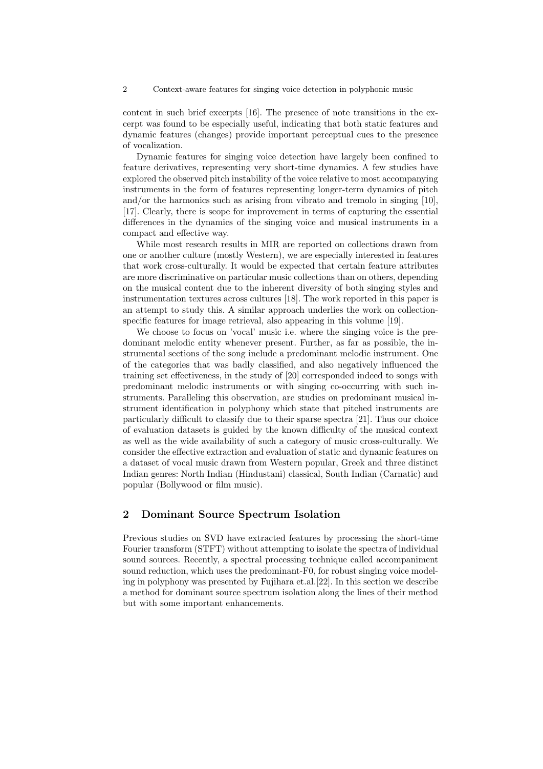content in such brief excerpts [16]. The presence of note transitions in the excerpt was found to be especially useful, indicating that both static features and dynamic features (changes) provide important perceptual cues to the presence of vocalization.

Dynamic features for singing voice detection have largely been confined to feature derivatives, representing very short-time dynamics. A few studies have explored the observed pitch instability of the voice relative to most accompanying instruments in the form of features representing longer-term dynamics of pitch and/or the harmonics such as arising from vibrato and tremolo in singing [10], [17]. Clearly, there is scope for improvement in terms of capturing the essential differences in the dynamics of the singing voice and musical instruments in a compact and effective way.

While most research results in MIR are reported on collections drawn from one or another culture (mostly Western), we are especially interested in features that work cross-culturally. It would be expected that certain feature attributes are more discriminative on particular music collections than on others, depending on the musical content due to the inherent diversity of both singing styles and instrumentation textures across cultures [18]. The work reported in this paper is an attempt to study this. A similar approach underlies the work on collection-specific features for image retrieval, also appearing in this volume [19].

We choose to focus on 'vocal' music i.e. where the singing voice is the predominant melodic entity whenever present. Further, as far as possible, the instrumental sections of the song include a predominant melodic instrument. One of the categories that was badly classified, and also negatively influenced the training set effectiveness, in the study of [20] corresponded indeed to songs with predominant melodic instruments or with singing co-occurring with such instruments. Paralleling this observation, are studies on predominant musical instrument identification in polyphony which state that pitched instruments are particularly difficult to classify due to their sparse spectra [21]. Thus our choice of evaluation datasets is guided by the known difficulty of the musical context as well as the wide availability of such a category of music cross-culturally. We consider the effective extraction and evaluation of static and dynamic features on a dataset of vocal music drawn from Western popular, Greek and three distinct Indian genres: North Indian (Hindustani) classical, South Indian (Carnatic) and popular (Bollywood or film music).

## 2 Dominant Source Spectrum Isolation

Previous studies on SVD have extracted features by processing the short-time Fourier transform (STFT) without attempting to isolate the spectra of individual sound sources. Recently, a spectral processing technique called accompaniment sound reduction, which uses the predominant-F0, for robust singing voice modeling in polyphony was presented by Fujihara et.al.[22]. In this section we describe a method for dominant source spectrum isolation along the lines of their method but with some important enhancements.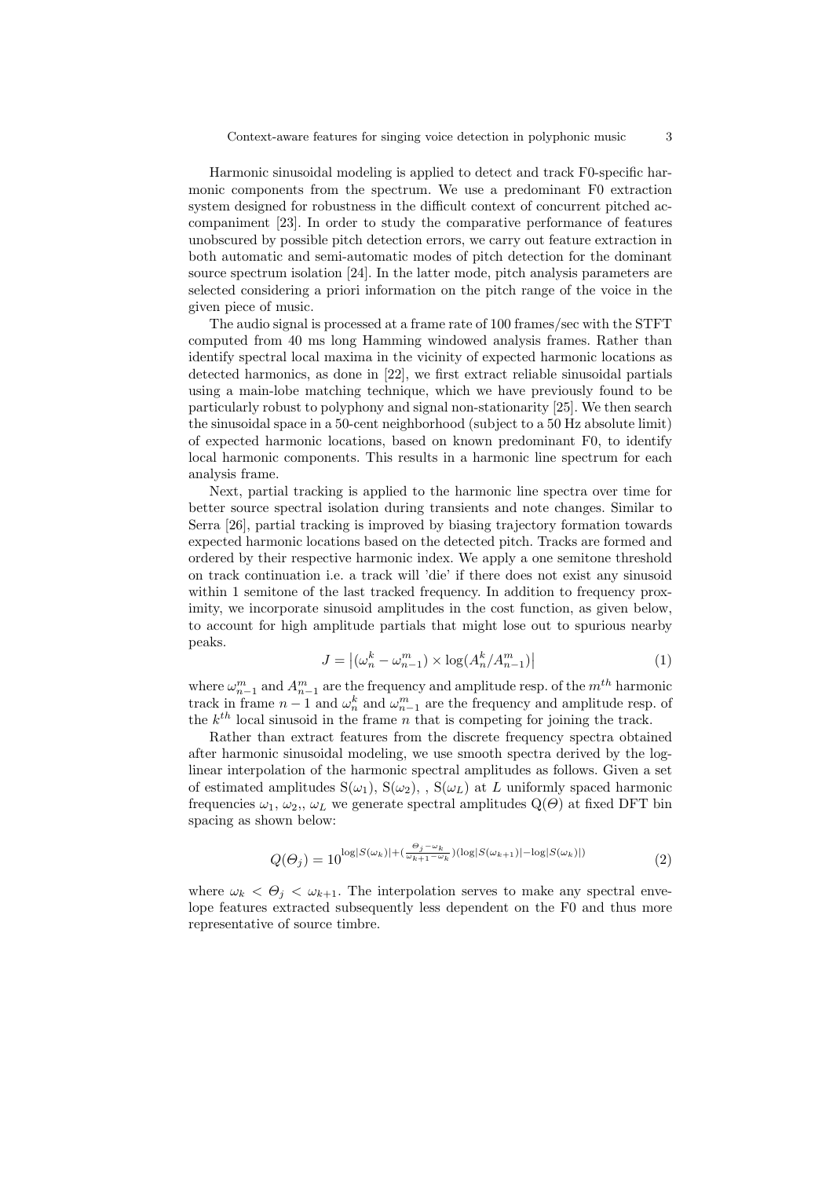Harmonic sinusoidal modeling is applied to detect and track F0-specific harmonic components from the spectrum. We use a predominant F0 extraction system designed for robustness in the difficult context of concurrent pitched accompaniment [23]. In order to study the comparative performance of features unobscured by possible pitch detection errors, we carry out feature extraction in both automatic and semi-automatic modes of pitch detection for the dominant source spectrum isolation [24]. In the latter mode, pitch analysis parameters are selected considering a priori information on the pitch range of the voice in the given piece of music.

The audio signal is processed at a frame rate of 100 frames/sec with the STFT computed from 40 ms long Hamming windowed analysis frames. Rather than identify spectral local maxima in the vicinity of expected harmonic locations as detected harmonics, as done in [22], we first extract reliable sinusoidal partials using a main-lobe matching technique, which we have previously found to be particularly robust to polyphony and signal non-stationarity [25]. We then search the sinusoidal space in a 50-cent neighborhood (subject to a 50 Hz absolute limit) of expected harmonic locations, based on known predominant F0, to identify local harmonic components. This results in a harmonic line spectrum for each analysis frame.

Next, partial tracking is applied to the harmonic line spectra over time for better source spectral isolation during transients and note changes. Similar to Serra [26], partial tracking is improved by biasing trajectory formation towards expected harmonic locations based on the detected pitch. Tracks are formed and ordered by their respective harmonic index. We apply a one semitone threshold on track continuation i.e. a track will 'die' if there does not exist any sinusoid within 1 semitone of the last tracked frequency. In addition to frequency proximity, we incorporate sinusoid amplitudes in the cost function, as given below, to account for high amplitude partials that might lose out to spurious nearby peaks.

$$J = \left|(\omega_n^k - \omega_{n-1}^m) \times \log(A_n^k / A_{n-1}^m)\right| \tag{1}$$

where $\omega_{n-1}^m$ and $A_{n-1}^m$ are the frequency and amplitude resp. of the $m^{th}$ harmonic track in frame $n-1$ and $\omega_n^k$ and $\omega_{n-1}^m$ are the frequency and amplitude resp. of the $k^{th}$ local sinusoid in the frame $n$ that is competing for joining the track.

Rather than extract features from the discrete frequency spectra obtained after harmonic sinusoidal modeling, we use smooth spectra derived by the log-linear interpolation of the harmonic spectral amplitudes as follows. Given a set of estimated amplitudes $S(\omega_1)$, $S(\omega_2)$, , $S(\omega_L)$ at $L$ uniformly spaced harmonic frequencies $\omega_1$, $\omega_2$,, $\omega_L$ we generate spectral amplitudes $Q(\Theta)$ at fixed DFT bin spacing as shown below:

$$Q(\Theta_j) = 10^{\log|S(\omega_k)| + \left(\frac{\Theta_j - \omega_k}{\omega_{k+1} - \omega_k}\right)(\log|S(\omega_{k+1})| - \log|S(\omega_k)|)} \tag{2}$$

where $\omega_k < \Theta_j < \omega_{k+1}$. The interpolation serves to make any spectral envelope features extracted subsequently less dependent on the F0 and thus more representative of source timbre.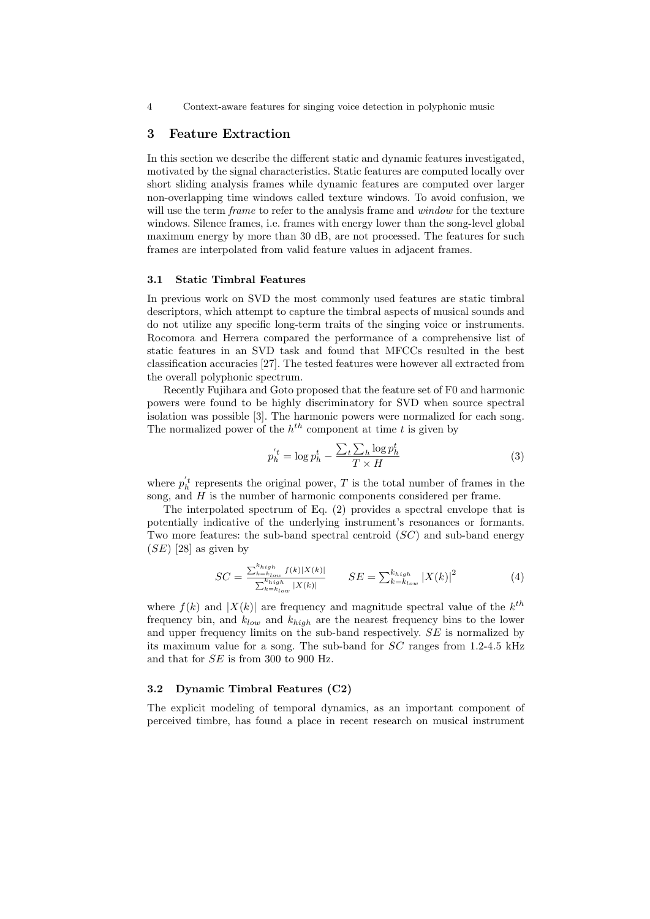## 3 Feature Extraction

In this section we describe the different static and dynamic features investigated, motivated by the signal characteristics. Static features are computed locally over short sliding analysis frames while dynamic features are computed over larger non-overlapping time windows called texture windows. To avoid confusion, we will use the term *frame* to refer to the analysis frame and *window* for the texture windows. Silence frames, i.e. frames with energy lower than the song-level global maximum energy by more than 30 dB, are not processed. The features for such frames are interpolated from valid feature values in adjacent frames.

### 3.1 Static Timbral Features

In previous work on SVD the most commonly used features are static timbral descriptors, which attempt to capture the timbral aspects of musical sounds and do not utilize any specific long-term traits of the singing voice or instruments. Rocomora and Herrera compared the performance of a comprehensive list of static features in an SVD task and found that MFCCs resulted in the best classification accuracies [27]. The tested features were however all extracted from the overall polyphonic spectrum.

Recently Fujihara and Goto proposed that the feature set of F0 and harmonic powers were found to be highly discriminatory for SVD when source spectral isolation was possible [3]. The harmonic powers were normalized for each song. The normalized power of the $h^{th}$ component at time $t$ is given by

$$p_h^{'t} = \log p_h^t - \frac{\sum_t \sum_h \log p_h^t}{T \times H} \tag{3}$$

where $p_h^{'t}$ represents the original power, $T$ is the total number of frames in the song, and $H$ is the number of harmonic components considered per frame.

The interpolated spectrum of Eq. (2) provides a spectral envelope that is potentially indicative of the underlying instrument's resonances or formants. Two more features: the sub-band spectral centroid ($SC$) and sub-band energy ($SE$) [28] as given by

$$SC = \frac{\sum_{k=k_{low}}^{k_{high}} f(k)|X(k)|}{\sum_{k=k_{low}}^{k_{high}} |X(k)|} \qquad SE = \sum_{k=k_{low}}^{k_{high}} |X(k)|^2 \tag{4}$$

where $f(k)$ and $|X(k)|$ are frequency and magnitude spectral value of the $k^{th}$ frequency bin, and $k_{low}$ and $k_{high}$ are the nearest frequency bins to the lower and upper frequency limits on the sub-band respectively. $SE$ is normalized by its maximum value for a song. The sub-band for $SC$ ranges from 1.2-4.5 kHz and that for $SE$ is from 300 to 900 Hz.

### 3.2 Dynamic Timbral Features (C2)

The explicit modeling of temporal dynamics, as an important component of perceived timbre, has found a place in recent research on musical instrument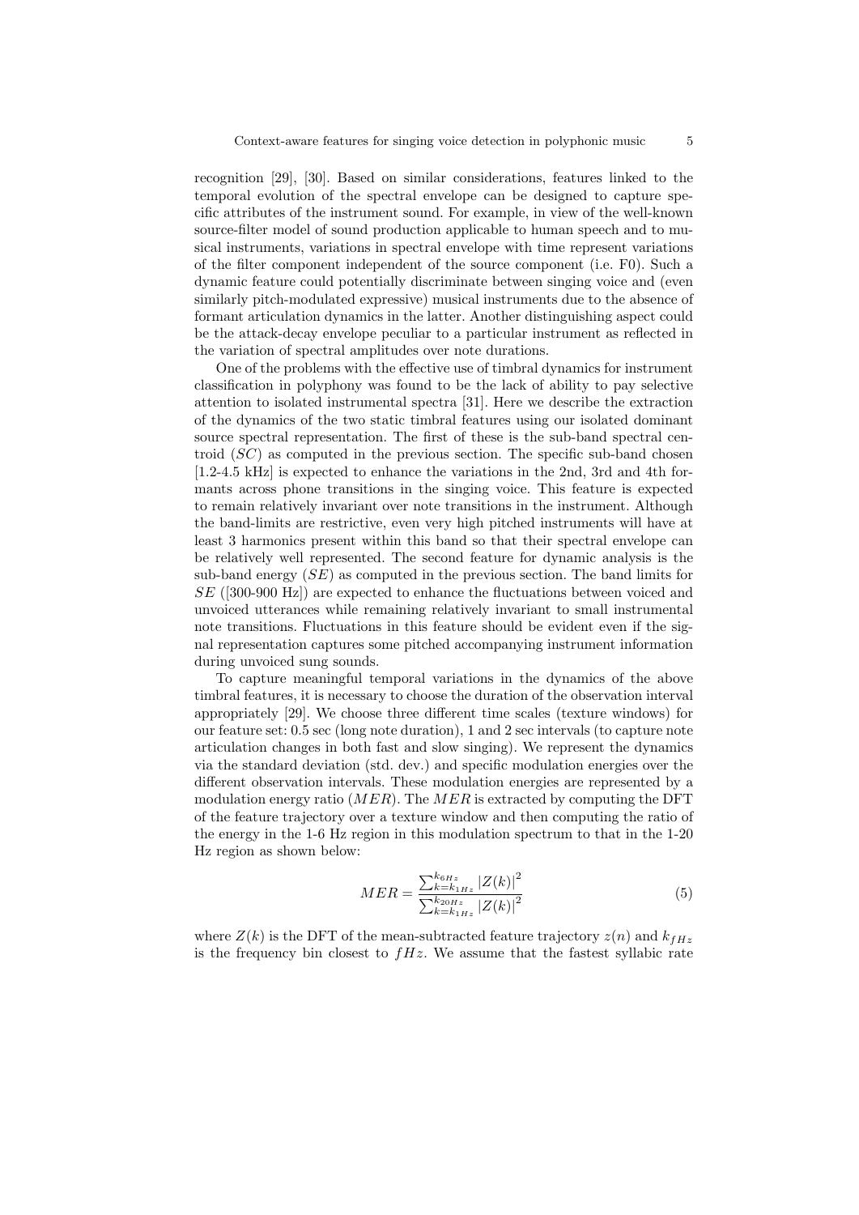recognition [29], [30]. Based on similar considerations, features linked to the temporal evolution of the spectral envelope can be designed to capture specific attributes of the instrument sound. For example, in view of the well-known source-filter model of sound production applicable to human speech and to musical instruments, variations in spectral envelope with time represent variations of the filter component independent of the source component (i.e. F0). Such a dynamic feature could potentially discriminate between singing voice and (even similarly pitch-modulated expressive) musical instruments due to the absence of formant articulation dynamics in the latter. Another distinguishing aspect could be the attack-decay envelope peculiar to a particular instrument as reflected in the variation of spectral amplitudes over note durations.

One of the problems with the effective use of timbral dynamics for instrument classification in polyphony was found to be the lack of ability to pay selective attention to isolated instrumental spectra [31]. Here we describe the extraction of the dynamics of the two static timbral features using our isolated dominant source spectral representation. The first of these is the sub-band spectral centroid ($SC$) as computed in the previous section. The specific sub-band chosen [1.2-4.5 kHz] is expected to enhance the variations in the 2nd, 3rd and 4th formants across phone transitions in the singing voice. This feature is expected to remain relatively invariant over note transitions in the instrument. Although the band-limits are restrictive, even very high pitched instruments will have at least 3 harmonics present within this band so that their spectral envelope can be relatively well represented. The second feature for dynamic analysis is the sub-band energy ($SE$) as computed in the previous section. The band limits for $SE$ ([300-900 Hz]) are expected to enhance the fluctuations between voiced and unvoiced utterances while remaining relatively invariant to small instrumental note transitions. Fluctuations in this feature should be evident even if the signal representation captures some pitched accompanying instrument information during unvoiced sung sounds.

To capture meaningful temporal variations in the dynamics of the above timbral features, it is necessary to choose the duration of the observation interval appropriately [29]. We choose three different time scales (texture windows) for our feature set: 0.5 sec (long note duration), 1 and 2 sec intervals (to capture note articulation changes in both fast and slow singing). We represent the dynamics via the standard deviation (std. dev.) and specific modulation energies over the different observation intervals. These modulation energies are represented by a modulation energy ratio ($MER$). The $MER$ is extracted by computing the DFT of the feature trajectory over a texture window and then computing the ratio of the energy in the 1-6 Hz region in this modulation spectrum to that in the 1-20 Hz region as shown below:

$$MER = \frac{\sum_{k=k_{1Hz}}^{k_{6Hz}} |Z(k)|^2}{\sum_{k=k_{1Hz}}^{k_{20Hz}} |Z(k)|^2} \tag{5}$$

where $Z(k)$ is the DFT of the mean-subtracted feature trajectory $z(n)$ and $k_{fHz}$ is the frequency bin closest to $fHz$. We assume that the fastest syllabic rate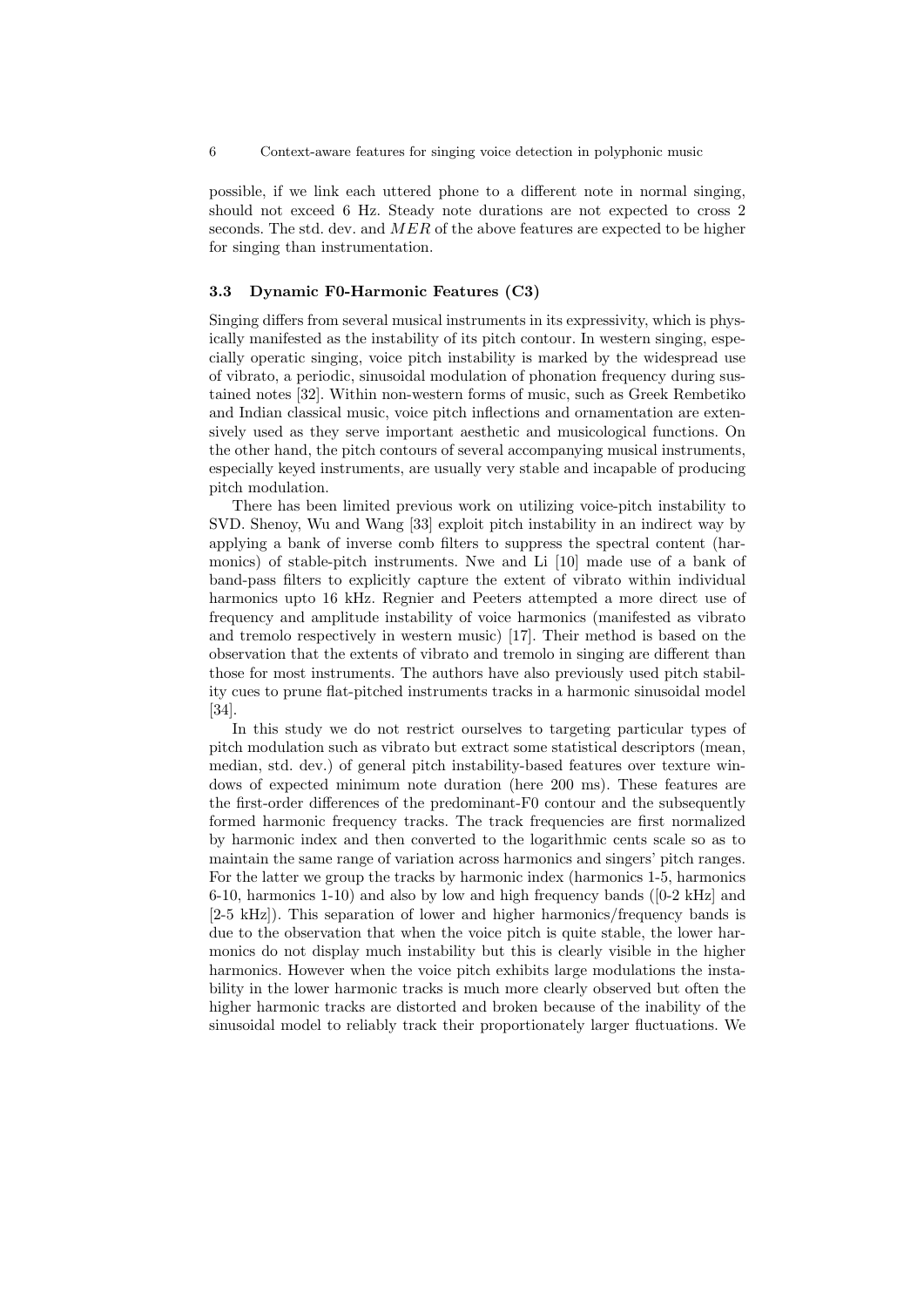possible, if we link each uttered phone to a different note in normal singing, should not exceed 6 Hz. Steady note durations are not expected to cross 2 seconds. The std. dev. and $MER$ of the above features are expected to be higher for singing than instrumentation.

### 3.3 Dynamic F0-Harmonic Features (C3)

Singing differs from several musical instruments in its expressivity, which is physically manifested as the instability of its pitch contour. In western singing, especially operatic singing, voice pitch instability is marked by the widespread use of vibrato, a periodic, sinusoidal modulation of phonation frequency during sustained notes [32]. Within non-western forms of music, such as Greek Rembetiko and Indian classical music, voice pitch inflections and ornamentation are extensively used as they serve important aesthetic and musicological functions. On the other hand, the pitch contours of several accompanying musical instruments, especially keyed instruments, are usually very stable and incapable of producing pitch modulation.

There has been limited previous work on utilizing voice-pitch instability to SVD. Shenoy, Wu and Wang [33] exploit pitch instability in an indirect way by applying a bank of inverse comb filters to suppress the spectral content (harmonics) of stable-pitch instruments. Nwe and Li [10] made use of a bank of band-pass filters to explicitly capture the extent of vibrato within individual harmonics upto 16 kHz. Regnier and Peeters attempted a more direct use of frequency and amplitude instability of voice harmonics (manifested as vibrato and tremolo respectively in western music) [17]. Their method is based on the observation that the extents of vibrato and tremolo in singing are different than those for most instruments. The authors have also previously used pitch stability cues to prune flat-pitched instruments tracks in a harmonic sinusoidal model [34].

In this study we do not restrict ourselves to targeting particular types of pitch modulation such as vibrato but extract some statistical descriptors (mean, median, std. dev.) of general pitch instability-based features over texture windows of expected minimum note duration (here 200 ms). These features are the first-order differences of the predominant-F0 contour and the subsequently formed harmonic frequency tracks. The track frequencies are first normalized by harmonic index and then converted to the logarithmic cents scale so as to maintain the same range of variation across harmonics and singers' pitch ranges. For the latter we group the tracks by harmonic index (harmonics 1-5, harmonics 6-10, harmonics 1-10) and also by low and high frequency bands ([0-2 kHz] and [2-5 kHz]). This separation of lower and higher harmonics/frequency bands is due to the observation that when the voice pitch is quite stable, the lower harmonics do not display much instability but this is clearly visible in the higher harmonics. However when the voice pitch exhibits large modulations the instability in the lower harmonic tracks is much more clearly observed but often the higher harmonic tracks are distorted and broken because of the inability of the sinusoidal model to reliably track their proportionately larger fluctuations. We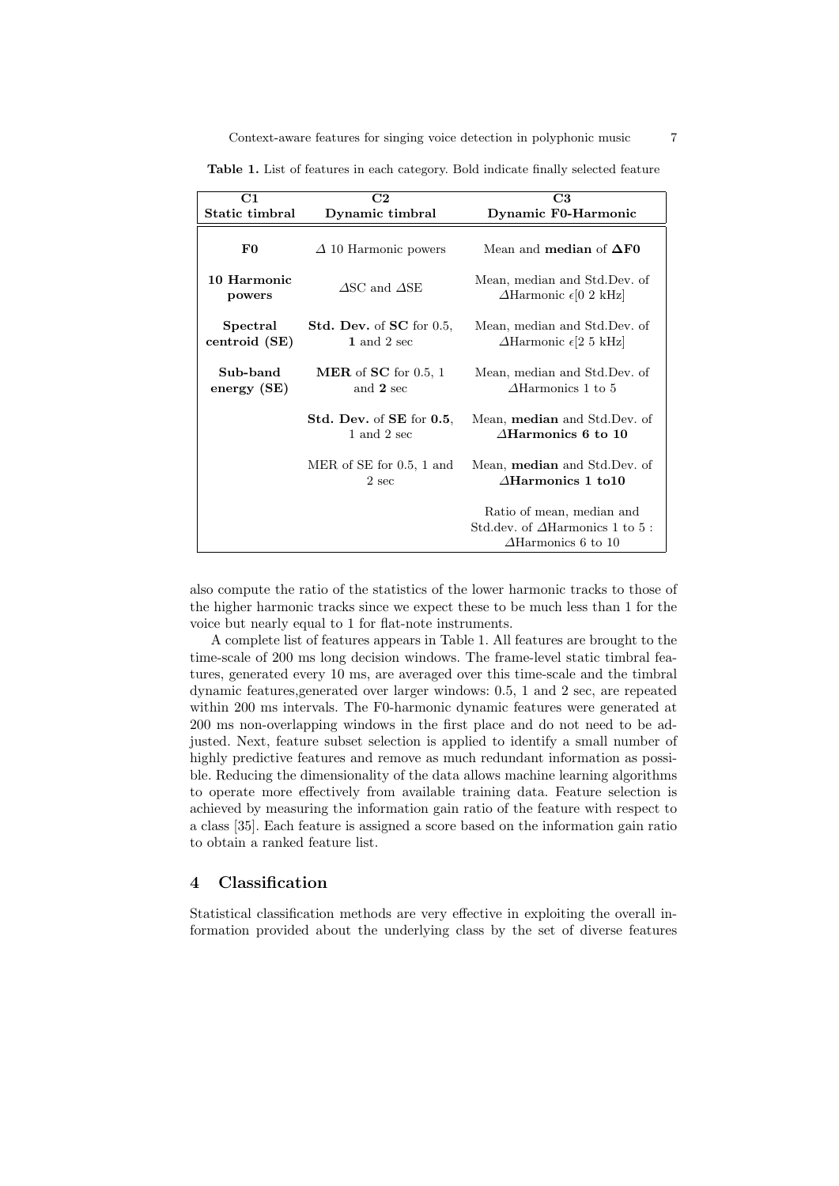**Table 1.** List of features in each category. Bold indicate finally selected feature

| C1<br>Static timbral | C2<br>Dynamic timbral | C3<br>Dynamic F0-Harmonic |
|---|---|---|
| **F0** | $\Delta$ 10 Harmonic powers | Mean and **median** of $\boldsymbol{\Delta}$**F0** |
| **10 Harmonic powers** | $\Delta$SC and $\Delta$SE | Mean, median and Std.Dev. of $\Delta$Harmonic $\epsilon$[0 2 kHz] |
| **Spectral centroid (SE)** | **Std. Dev.** of **SC** for 0.5, **1** and 2 sec | Mean, median and Std.Dev. of $\Delta$Harmonic $\epsilon$[2 5 kHz] |
| **Sub-band energy (SE)** | **MER** of **SC** for 0.5, 1 and **2** sec | Mean, median and Std.Dev. of $\Delta$Harmonics 1 to 5 |
| | **Std. Dev.** of **SE** for **0.5**, 1 and 2 sec | Mean, **median** and Std.Dev. of $\boldsymbol{\Delta}$**Harmonics 6 to 10** |
| | MER of SE for 0.5, 1 and 2 sec | Mean, **median** and Std.Dev. of $\boldsymbol{\Delta}$**Harmonics 1 to10** |
| | | Ratio of mean, median and Std.dev. of $\Delta$Harmonics 1 to 5 : $\Delta$Harmonics 6 to 10 |

also compute the ratio of the statistics of the lower harmonic tracks to those of the higher harmonic tracks since we expect these to be much less than 1 for the voice but nearly equal to 1 for flat-note instruments.

A complete list of features appears in Table 1. All features are brought to the time-scale of 200 ms long decision windows. The frame-level static timbral features, generated every 10 ms, are averaged over this time-scale and the timbral dynamic features,generated over larger windows: 0.5, 1 and 2 sec, are repeated within 200 ms intervals. The F0-harmonic dynamic features were generated at 200 ms non-overlapping windows in the first place and do not need to be adjusted. Next, feature subset selection is applied to identify a small number of highly predictive features and remove as much redundant information as possible. Reducing the dimensionality of the data allows machine learning algorithms to operate more effectively from available training data. Feature selection is achieved by measuring the information gain ratio of the feature with respect to a class [35]. Each feature is assigned a score based on the information gain ratio to obtain a ranked feature list.

## 4 Classification

Statistical classification methods are very effective in exploiting the overall information provided about the underlying class by the set of diverse features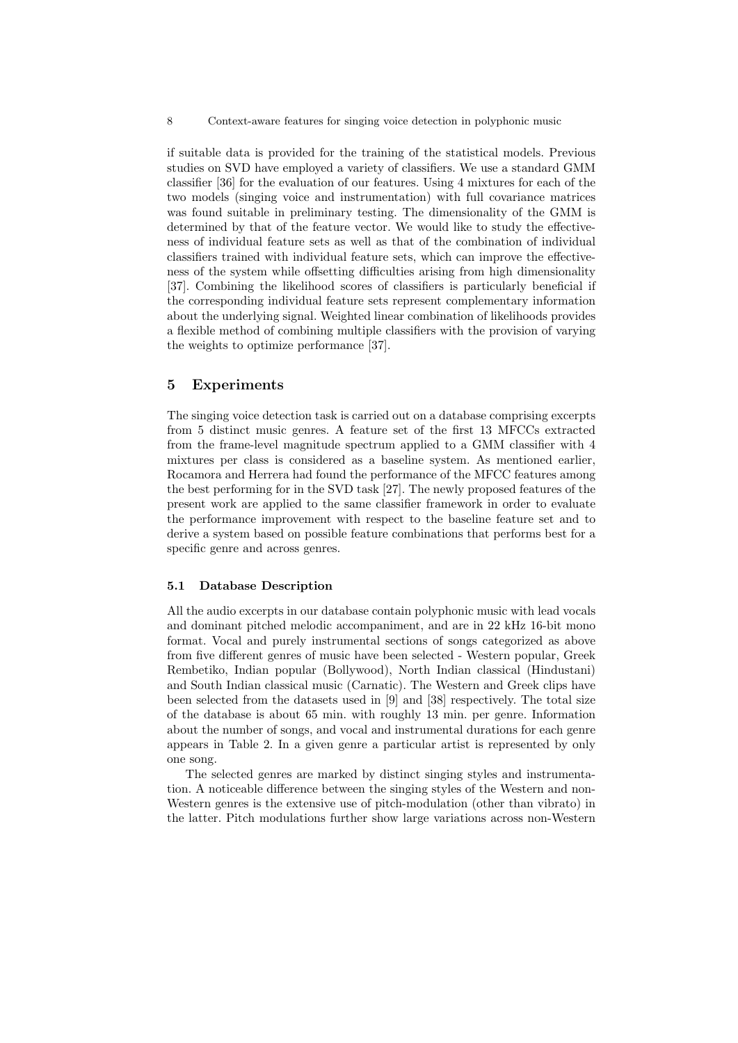if suitable data is provided for the training of the statistical models. Previous studies on SVD have employed a variety of classifiers. We use a standard GMM classifier [36] for the evaluation of our features. Using 4 mixtures for each of the two models (singing voice and instrumentation) with full covariance matrices was found suitable in preliminary testing. The dimensionality of the GMM is determined by that of the feature vector. We would like to study the effectiveness of individual feature sets as well as that of the combination of individual classifiers trained with individual feature sets, which can improve the effectiveness of the system while offsetting difficulties arising from high dimensionality [37]. Combining the likelihood scores of classifiers is particularly beneficial if the corresponding individual feature sets represent complementary information about the underlying signal. Weighted linear combination of likelihoods provides a flexible method of combining multiple classifiers with the provision of varying the weights to optimize performance [37].

## 5 Experiments

The singing voice detection task is carried out on a database comprising excerpts from 5 distinct music genres. A feature set of the first 13 MFCCs extracted from the frame-level magnitude spectrum applied to a GMM classifier with 4 mixtures per class is considered as a baseline system. As mentioned earlier, Rocamora and Herrera had found the performance of the MFCC features among the best performing for in the SVD task [27]. The newly proposed features of the present work are applied to the same classifier framework in order to evaluate the performance improvement with respect to the baseline feature set and to derive a system based on possible feature combinations that performs best for a specific genre and across genres.

### 5.1 Database Description

All the audio excerpts in our database contain polyphonic music with lead vocals and dominant pitched melodic accompaniment, and are in 22 kHz 16-bit mono format. Vocal and purely instrumental sections of songs categorized as above from five different genres of music have been selected - Western popular, Greek Rembetiko, Indian popular (Bollywood), North Indian classical (Hindustani) and South Indian classical music (Carnatic). The Western and Greek clips have been selected from the datasets used in [9] and [38] respectively. The total size of the database is about 65 min. with roughly 13 min. per genre. Information about the number of songs, and vocal and instrumental durations for each genre appears in Table 2. In a given genre a particular artist is represented by only one song.

The selected genres are marked by distinct singing styles and instrumentation. A noticeable difference between the singing styles of the Western and non-Western genres is the extensive use of pitch-modulation (other than vibrato) in the latter. Pitch modulations further show large variations across non-Western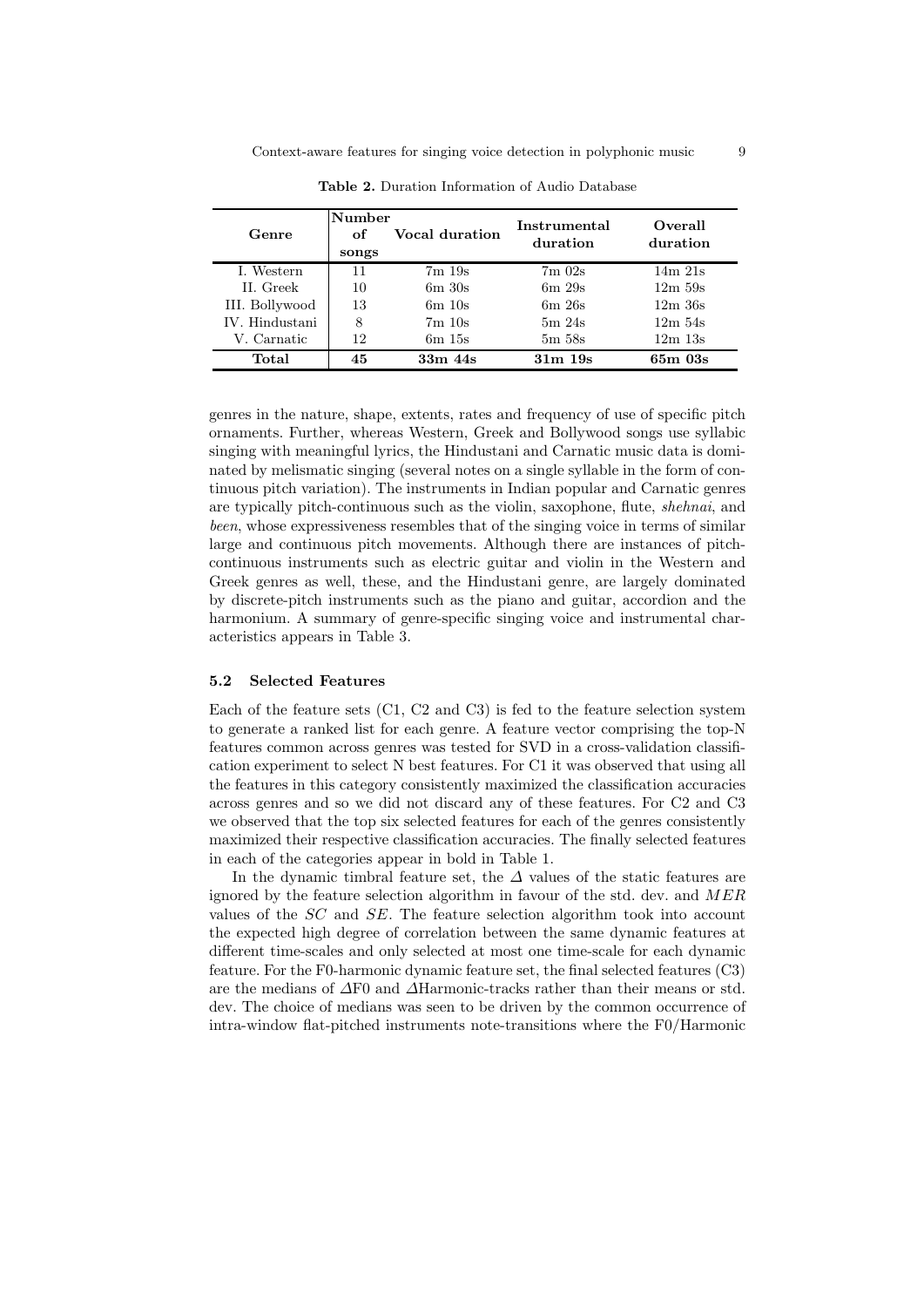**Table 2.** Duration Information of Audio Database

| Genre | Number of songs | Vocal duration | Instrumental duration | Overall duration |
|---|---|---|---|---|
| I. Western | 11 | 7m 19s | 7m 02s | 14m 21s |
| II. Greek | 10 | 6m 30s | 6m 29s | 12m 59s |
| III. Bollywood | 13 | 6m 10s | 6m 26s | 12m 36s |
| IV. Hindustani | 8 | 7m 10s | 5m 24s | 12m 54s |
| V. Carnatic | 12 | 6m 15s | 5m 58s | 12m 13s |
| **Total** | **45** | **33m 44s** | **31m 19s** | **65m 03s** |

genres in the nature, shape, extents, rates and frequency of use of specific pitch ornaments. Further, whereas Western, Greek and Bollywood songs use syllabic singing with meaningful lyrics, the Hindustani and Carnatic music data is dominated by melismatic singing (several notes on a single syllable in the form of continuous pitch variation). The instruments in Indian popular and Carnatic genres are typically pitch-continuous such as the violin, saxophone, flute, *shehnai*, and *been*, whose expressiveness resembles that of the singing voice in terms of similar large and continuous pitch movements. Although there are instances of pitch-continuous instruments such as electric guitar and violin in the Western and Greek genres as well, these, and the Hindustani genre, are largely dominated by discrete-pitch instruments such as the piano and guitar, accordion and the harmonium. A summary of genre-specific singing voice and instrumental characteristics appears in Table 3.

### 5.2 Selected Features

Each of the feature sets (C1, C2 and C3) is fed to the feature selection system to generate a ranked list for each genre. A feature vector comprising the top-N features common across genres was tested for SVD in a cross-validation classification experiment to select N best features. For C1 it was observed that using all the features in this category consistently maximized the classification accuracies across genres and so we did not discard any of these features. For C2 and C3 we observed that the top six selected features for each of the genres consistently maximized their respective classification accuracies. The finally selected features in each of the categories appear in bold in Table 1.

In the dynamic timbral feature set, the $\Delta$ values of the static features are ignored by the feature selection algorithm in favour of the std. dev. and $MER$ values of the $SC$ and $SE$. The feature selection algorithm took into account the expected high degree of correlation between the same dynamic features at different time-scales and only selected at most one time-scale for each dynamic feature. For the F0-harmonic dynamic feature set, the final selected features (C3) are the medians of $\Delta$F0 and $\Delta$Harmonic-tracks rather than their means or std. dev. The choice of medians was seen to be driven by the common occurrence of intra-window flat-pitched instruments note-transitions where the F0/Harmonic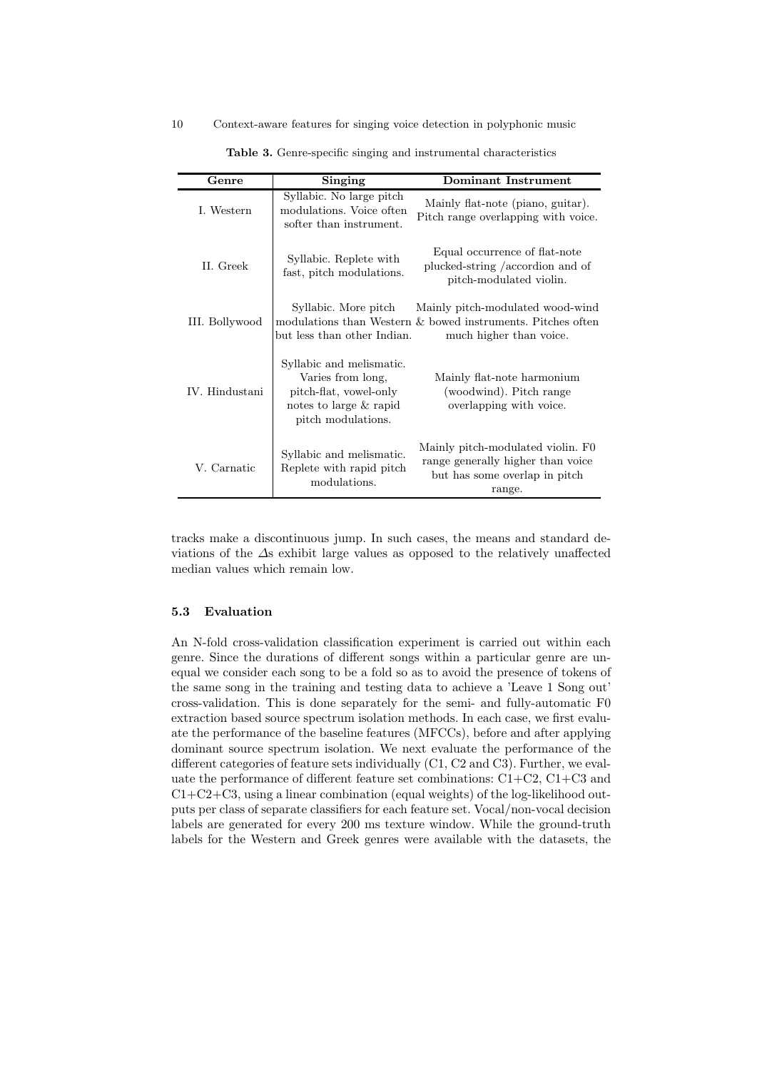**Table 3.** Genre-specific singing and instrumental characteristics

| Genre | Singing | Dominant Instrument |
|---|---|---|
| I. Western | Syllabic. No large pitch modulations. Voice often softer than instrument. | Mainly flat-note (piano, guitar). Pitch range overlapping with voice. |
| II. Greek | Syllabic. Replete with fast, pitch modulations. | Equal occurrence of flat-note plucked-string /accordion and of pitch-modulated violin. |
| III. Bollywood | Syllabic. More pitch modulations than Western but less than other Indian. | Mainly pitch-modulated wood-wind & bowed instruments. Pitches often much higher than voice. |
| IV. Hindustani | Syllabic and melismatic. Varies from long, pitch-flat, vowel-only notes to large & rapid pitch modulations. | Mainly flat-note harmonium (woodwind). Pitch range overlapping with voice. |
| V. Carnatic | Syllabic and melismatic. Replete with rapid pitch modulations. | Mainly pitch-modulated violin. F0 range generally higher than voice but has some overlap in pitch range. |

tracks make a discontinuous jump. In such cases, the means and standard deviations of the $\Delta$s exhibit large values as opposed to the relatively unaffected median values which remain low.

### 5.3 Evaluation

An N-fold cross-validation classification experiment is carried out within each genre. Since the durations of different songs within a particular genre are unequal we consider each song to be a fold so as to avoid the presence of tokens of the same song in the training and testing data to achieve a 'Leave 1 Song out' cross-validation. This is done separately for the semi- and fully-automatic F0 extraction based source spectrum isolation methods. In each case, we first evaluate the performance of the baseline features (MFCCs), before and after applying dominant source spectrum isolation. We next evaluate the performance of the different categories of feature sets individually (C1, C2 and C3). Further, we evaluate the performance of different feature set combinations: C1+C2, C1+C3 and C1+C2+C3, using a linear combination (equal weights) of the log-likelihood outputs per class of separate classifiers for each feature set. Vocal/non-vocal decision labels are generated for every 200 ms texture window. While the ground-truth labels for the Western and Greek genres were available with the datasets, the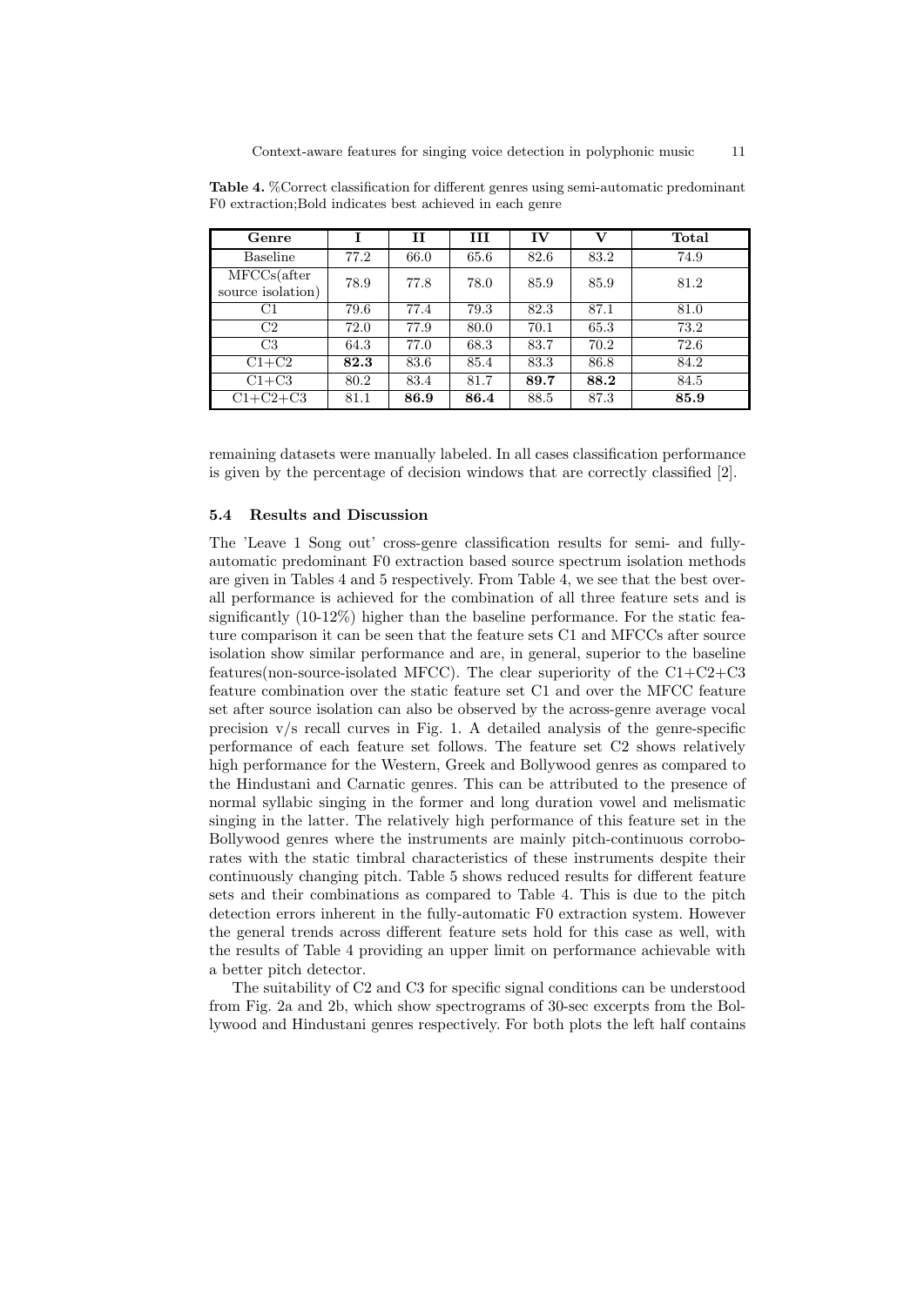**Table 4.** %Correct classification for different genres using semi-automatic predominant F0 extraction;Bold indicates best achieved in each genre

| Genre | I | II | III | IV | V | Total |
|---|---|---|---|---|---|---|
| Baseline | 77.2 | 66.0 | 65.6 | 82.6 | 83.2 | 74.9 |
| MFCCs(after source isolation) | 78.9 | 77.8 | 78.0 | 85.9 | 85.9 | 81.2 |
| C1 | 79.6 | 77.4 | 79.3 | 82.3 | 87.1 | 81.0 |
| C2 | 72.0 | 77.9 | 80.0 | 70.1 | 65.3 | 73.2 |
| C3 | 64.3 | 77.0 | 68.3 | 83.7 | 70.2 | 72.6 |
| C1+C2 | **82.3** | 83.6 | 85.4 | 83.3 | 86.8 | 84.2 |
| C1+C3 | 80.2 | 83.4 | 81.7 | **89.7** | **88.2** | 84.5 |
| C1+C2+C3 | 81.1 | **86.9** | **86.4** | 88.5 | 87.3 | **85.9** |

remaining datasets were manually labeled. In all cases classification performance is given by the percentage of decision windows that are correctly classified [2].

### 5.4 Results and Discussion

The 'Leave 1 Song out' cross-genre classification results for semi- and fully-automatic predominant F0 extraction based source spectrum isolation methods are given in Tables 4 and 5 respectively. From Table 4, we see that the best overall performance is achieved for the combination of all three feature sets and is significantly (10-12%) higher than the baseline performance. For the static feature comparison it can be seen that the feature sets C1 and MFCCs after source isolation show similar performance and are, in general, superior to the baseline features(non-source-isolated MFCC). The clear superiority of the C1+C2+C3 feature combination over the static feature set C1 and over the MFCC feature set after source isolation can also be observed by the across-genre average vocal precision v/s recall curves in Fig. 1. A detailed analysis of the genre-specific performance of each feature set follows. The feature set C2 shows relatively high performance for the Western, Greek and Bollywood genres as compared to the Hindustani and Carnatic genres. This can be attributed to the presence of normal syllabic singing in the former and long duration vowel and melismatic singing in the latter. The relatively high performance of this feature set in the Bollywood genres where the instruments are mainly pitch-continuous corroborates with the static timbral characteristics of these instruments despite their continuously changing pitch. Table 5 shows reduced results for different feature sets and their combinations as compared to Table 4. This is due to the pitch detection errors inherent in the fully-automatic F0 extraction system. However the general trends across different feature sets hold for this case as well, with the results of Table 4 providing an upper limit on performance achievable with a better pitch detector.

The suitability of C2 and C3 for specific signal conditions can be understood from Fig. 2a and 2b, which show spectrograms of 30-sec excerpts from the Bollywood and Hindustani genres respectively. For both plots the left half contains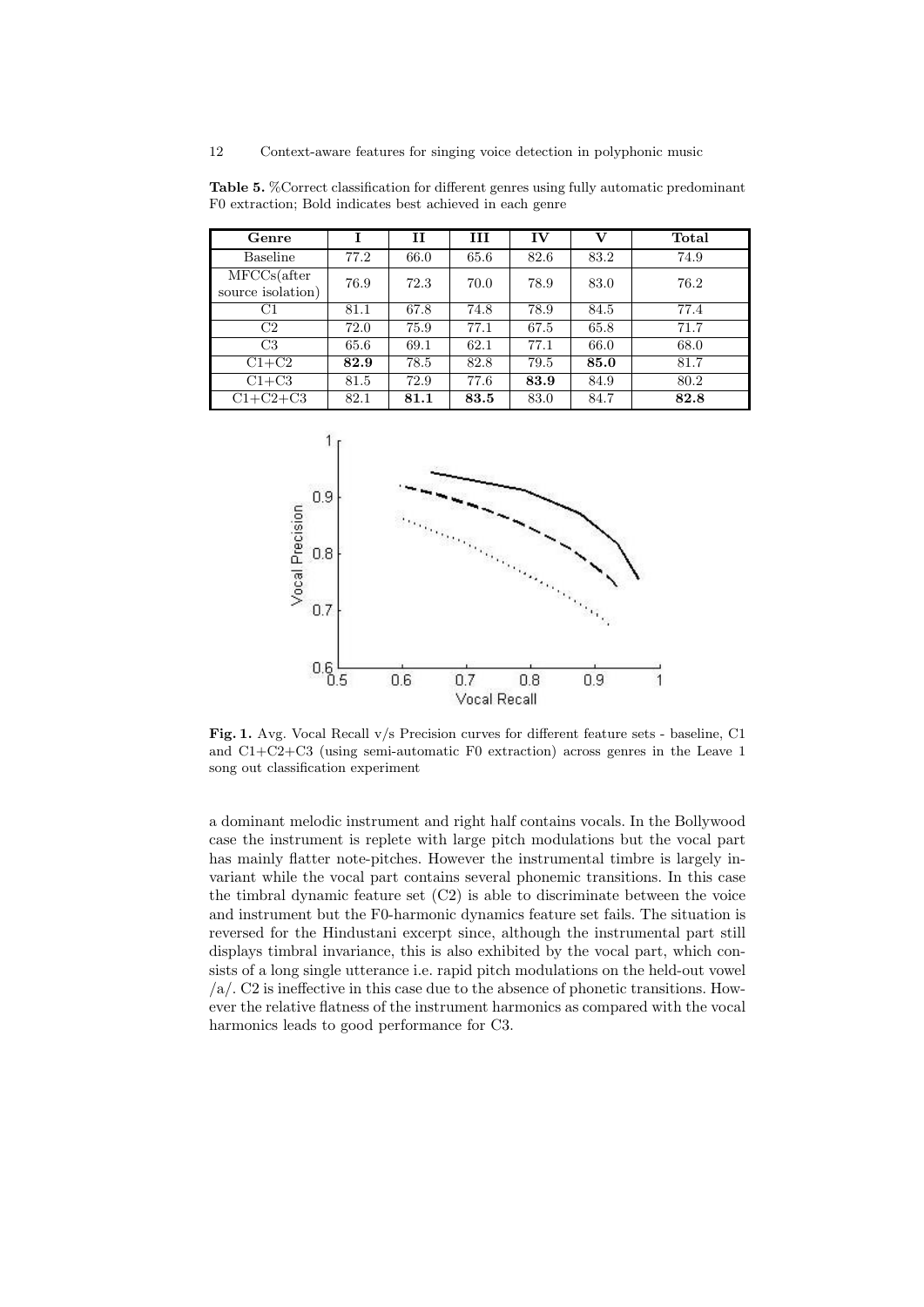**Table 5.** %Correct classification for different genres using fully automatic predominant F0 extraction; Bold indicates best achieved in each genre

| Genre | I | II | III | IV | V | Total |
|---|---|---|---|---|---|---|
| Baseline | 77.2 | 66.0 | 65.6 | 82.6 | 83.2 | 74.9 |
| MFCCs(after source isolation) | 76.9 | 72.3 | 70.0 | 78.9 | 83.0 | 76.2 |
| C1 | 81.1 | 67.8 | 74.8 | 78.9 | 84.5 | 77.4 |
| C2 | 72.0 | 75.9 | 77.1 | 67.5 | 65.8 | 71.7 |
| C3 | 65.6 | 69.1 | 62.1 | 77.1 | 66.0 | 68.0 |
| C1+C2 | **82.9** | 78.5 | 82.8 | 79.5 | **85.0** | 81.7 |
| C1+C3 | 81.5 | 72.9 | 77.6 | **83.9** | 84.9 | 80.2 |
| C1+C2+C3 | 82.1 | **81.1** | **83.5** | 83.0 | 84.7 | **82.8** |

**Fig. 1.** Avg. Vocal Recall v/s Precision curves for different feature sets - baseline, C1 and C1+C2+C3 (using semi-automatic F0 extraction) across genres in the Leave 1 song out classification experiment

a dominant melodic instrument and right half contains vocals. In the Bollywood case the instrument is replete with large pitch modulations but the vocal part has mainly flatter note-pitches. However the instrumental timbre is largely invariant while the vocal part contains several phonemic transitions. In this case the timbral dynamic feature set (C2) is able to discriminate between the voice and instrument but the F0-harmonic dynamics feature set fails. The situation is reversed for the Hindustani excerpt since, although the instrumental part still displays timbral invariance, this is also exhibited by the vocal part, which consists of a long single utterance i.e. rapid pitch modulations on the held-out vowel /a/. C2 is ineffective in this case due to the absence of phonetic transitions. However the relative flatness of the instrument harmonics as compared with the vocal harmonics leads to good performance for C3.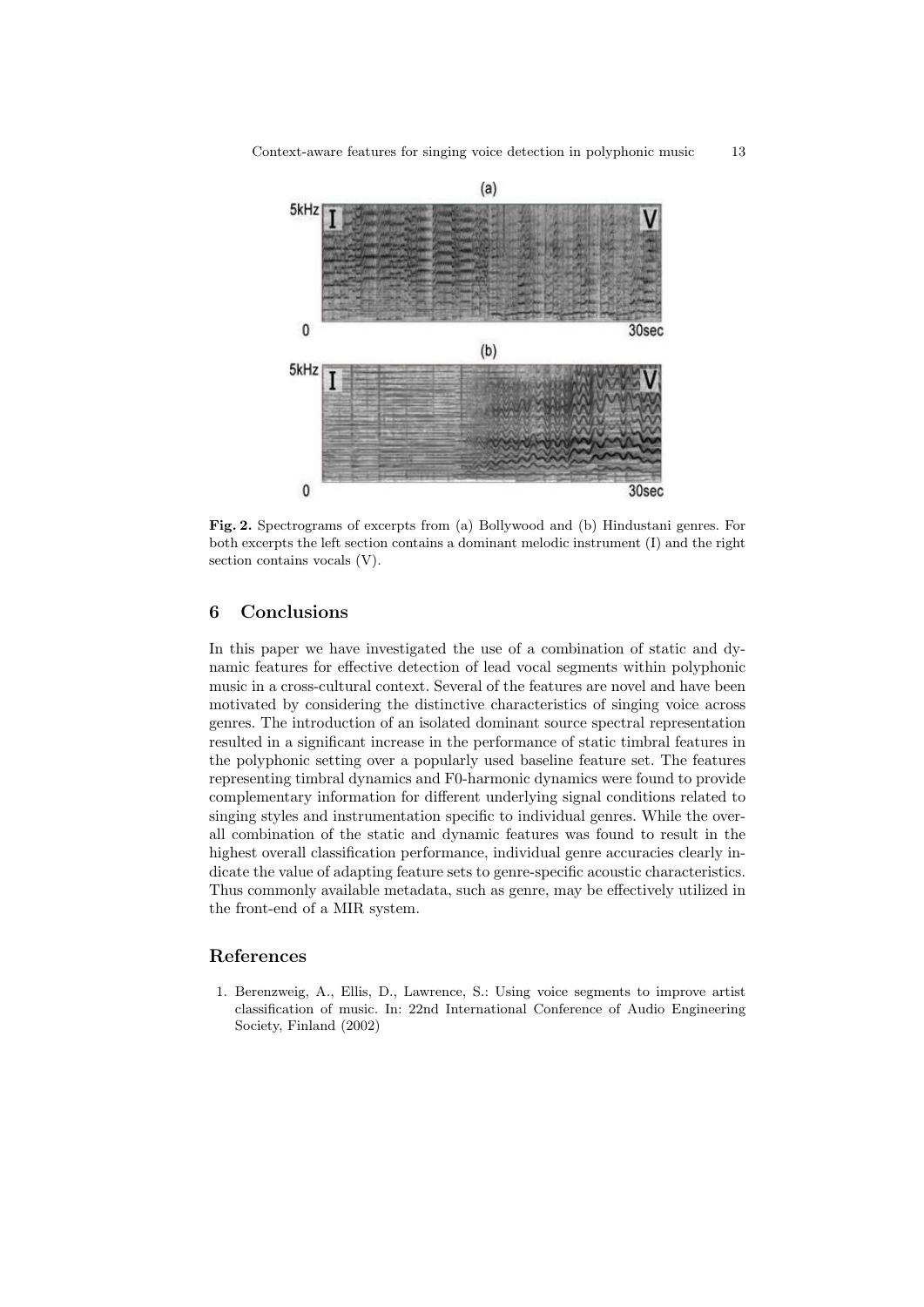**Fig. 2.** Spectrograms of excerpts from (a) Bollywood and (b) Hindustani genres. For both excerpts the left section contains a dominant melodic instrument (I) and the right section contains vocals (V).

## 6 Conclusions

In this paper we have investigated the use of a combination of static and dynamic features for effective detection of lead vocal segments within polyphonic music in a cross-cultural context. Several of the features are novel and have been motivated by considering the distinctive characteristics of singing voice across genres. The introduction of an isolated dominant source spectral representation resulted in a significant increase in the performance of static timbral features in the polyphonic setting over a popularly used baseline feature set. The features representing timbral dynamics and F0-harmonic dynamics were found to provide complementary information for different underlying signal conditions related to singing styles and instrumentation specific to individual genres. While the overall combination of the static and dynamic features was found to result in the highest overall classification performance, individual genre accuracies clearly indicate the value of adapting feature sets to genre-specific acoustic characteristics. Thus commonly available metadata, such as genre, may be effectively utilized in the front-end of a MIR system.

## References

1. Berenzweig, A., Ellis, D., Lawrence, S.: Using voice segments to improve artist classification of music. In: 22nd International Conference of Audio Engineering Society, Finland (2002)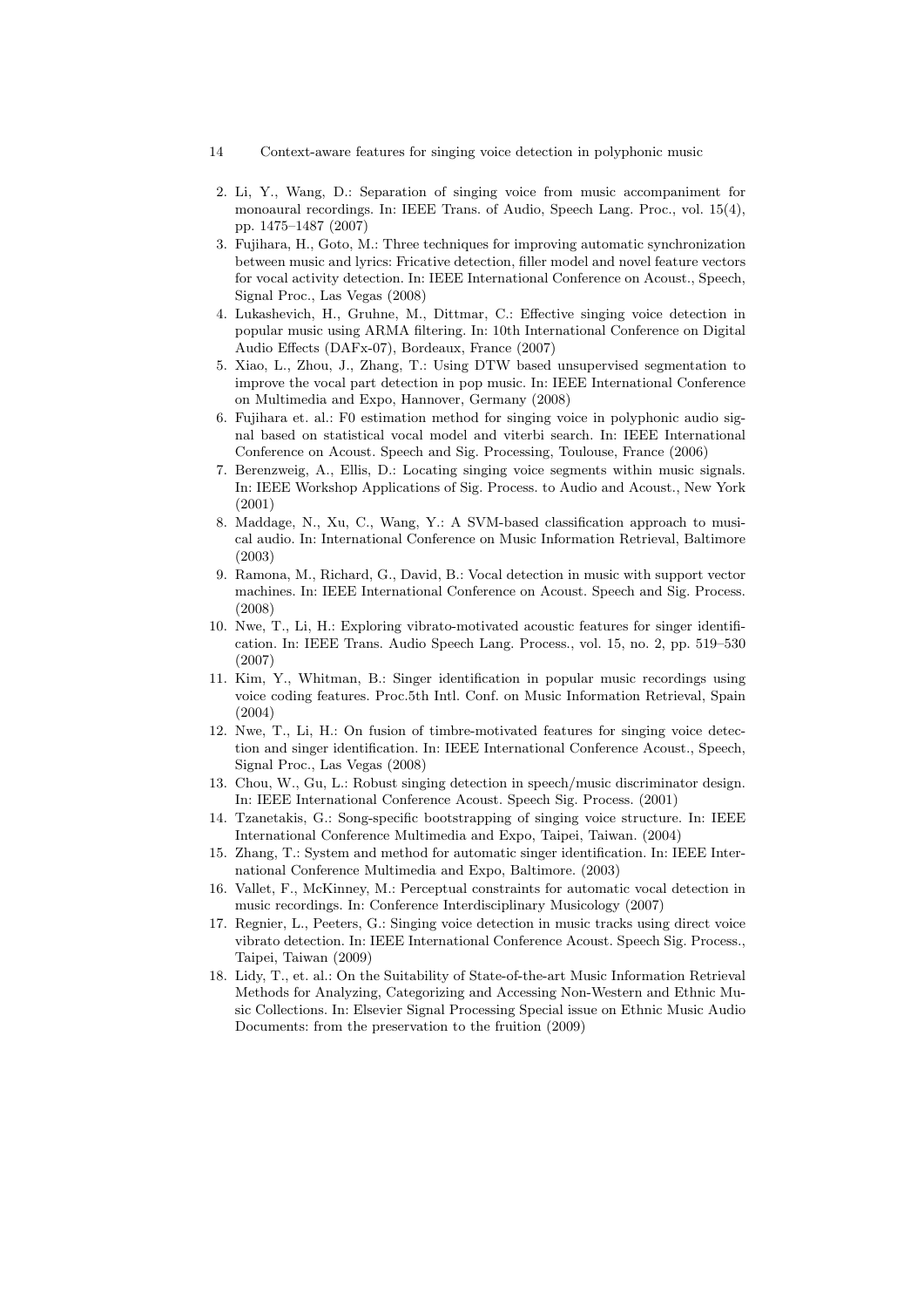2. Li, Y., Wang, D.: Separation of singing voice from music accompaniment for monoaural recordings. In: IEEE Trans. of Audio, Speech Lang. Proc., vol. 15(4), pp. 1475–1487 (2007)
3. Fujihara, H., Goto, M.: Three techniques for improving automatic synchronization between music and lyrics: Fricative detection, filler model and novel feature vectors for vocal activity detection. In: IEEE International Conference on Acoust., Speech, Signal Proc., Las Vegas (2008)
4. Lukashevich, H., Gruhne, M., Dittmar, C.: Effective singing voice detection in popular music using ARMA filtering. In: 10th International Conference on Digital Audio Effects (DAFx-07), Bordeaux, France (2007)
5. Xiao, L., Zhou, J., Zhang, T.: Using DTW based unsupervised segmentation to improve the vocal part detection in pop music. In: IEEE International Conference on Multimedia and Expo, Hannover, Germany (2008)
6. Fujihara et. al.: F0 estimation method for singing voice in polyphonic audio signal based on statistical vocal model and viterbi search. In: IEEE International Conference on Acoust. Speech and Sig. Processing, Toulouse, France (2006)
7. Berenzweig, A., Ellis, D.: Locating singing voice segments within music signals. In: IEEE Workshop Applications of Sig. Process. to Audio and Acoust., New York (2001)
8. Maddage, N., Xu, C., Wang, Y.: A SVM-based classification approach to musical audio. In: International Conference on Music Information Retrieval, Baltimore (2003)
9. Ramona, M., Richard, G., David, B.: Vocal detection in music with support vector machines. In: IEEE International Conference on Acoust. Speech and Sig. Process. (2008)
10. Nwe, T., Li, H.: Exploring vibrato-motivated acoustic features for singer identification. In: IEEE Trans. Audio Speech Lang. Process., vol. 15, no. 2, pp. 519–530 (2007)
11. Kim, Y., Whitman, B.: Singer identification in popular music recordings using voice coding features. Proc.5th Intl. Conf. on Music Information Retrieval, Spain (2004)
12. Nwe, T., Li, H.: On fusion of timbre-motivated features for singing voice detection and singer identification. In: IEEE International Conference Acoust., Speech, Signal Proc., Las Vegas (2008)
13. Chou, W., Gu, L.: Robust singing detection in speech/music discriminator design. In: IEEE International Conference Acoust. Speech Sig. Process. (2001)
14. Tzanetakis, G.: Song-specific bootstrapping of singing voice structure. In: IEEE International Conference Multimedia and Expo, Taipei, Taiwan. (2004)
15. Zhang, T.: System and method for automatic singer identification. In: IEEE International Conference Multimedia and Expo, Baltimore. (2003)
16. Vallet, F., McKinney, M.: Perceptual constraints for automatic vocal detection in music recordings. In: Conference Interdisciplinary Musicology (2007)
17. Regnier, L., Peeters, G.: Singing voice detection in music tracks using direct voice vibrato detection. In: IEEE International Conference Acoust. Speech Sig. Process., Taipei, Taiwan (2009)
18. Lidy, T., et. al.: On the Suitability of State-of-the-art Music Information Retrieval Methods for Analyzing, Categorizing and Accessing Non-Western and Ethnic Music Collections. In: Elsevier Signal Processing Special issue on Ethnic Music Audio Documents: from the preservation to the fruition (2009)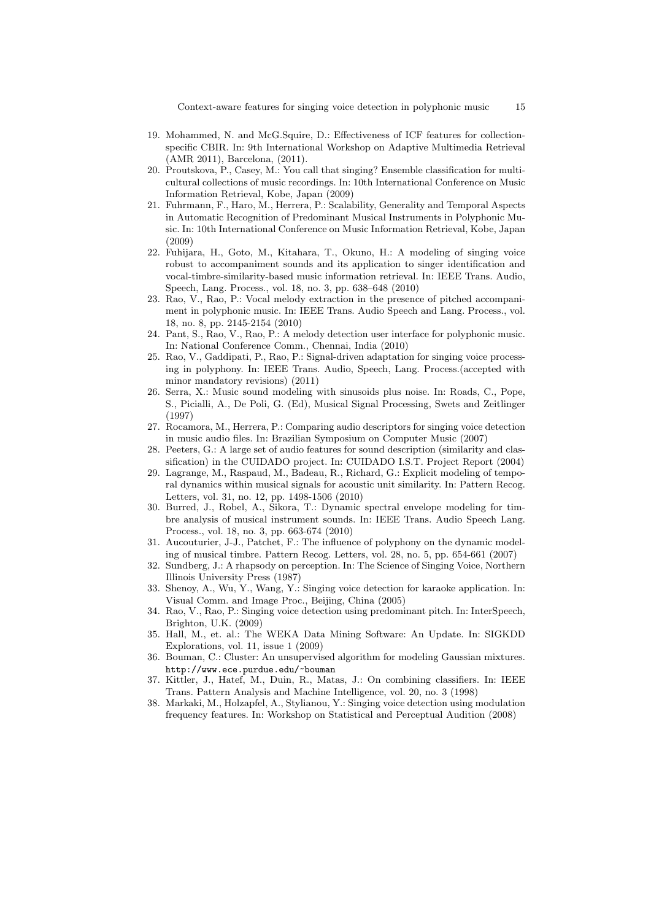19. Mohammed, N. and McG.Squire, D.: Effectiveness of ICF features for collection-specific CBIR. In: 9th International Workshop on Adaptive Multimedia Retrieval (AMR 2011), Barcelona, (2011).
20. Proutskova, P., Casey, M.: You call that singing? Ensemble classification for multi-cultural collections of music recordings. In: 10th International Conference on Music Information Retrieval, Kobe, Japan (2009)
21. Fuhrmann, F., Haro, M., Herrera, P.: Scalability, Generality and Temporal Aspects in Automatic Recognition of Predominant Musical Instruments in Polyphonic Music. In: 10th International Conference on Music Information Retrieval, Kobe, Japan (2009)
22. Fuhijara, H., Goto, M., Kitahara, T., Okuno, H.: A modeling of singing voice robust to accompaniment sounds and its application to singer identification and vocal-timbre-similarity-based music information retrieval. In: IEEE Trans. Audio, Speech, Lang. Process., vol. 18, no. 3, pp. 638–648 (2010)
23. Rao, V., Rao, P.: Vocal melody extraction in the presence of pitched accompaniment in polyphonic music. In: IEEE Trans. Audio Speech and Lang. Process., vol. 18, no. 8, pp. 2145-2154 (2010)
24. Pant, S., Rao, V., Rao, P.: A melody detection user interface for polyphonic music. In: National Conference Comm., Chennai, India (2010)
25. Rao, V., Gaddipati, P., Rao, P.: Signal-driven adaptation for singing voice processing in polyphony. In: IEEE Trans. Audio, Speech, Lang. Process.(accepted with minor mandatory revisions) (2011)
26. Serra, X.: Music sound modeling with sinusoids plus noise. In: Roads, C., Pope, S., Picialli, A., De Poli, G. (Ed), Musical Signal Processing, Swets and Zeitlinger (1997)
27. Rocamora, M., Herrera, P.: Comparing audio descriptors for singing voice detection in music audio files. In: Brazilian Symposium on Computer Music (2007)
28. Peeters, G.: A large set of audio features for sound description (similarity and classification) in the CUIDADO project. In: CUIDADO I.S.T. Project Report (2004)
29. Lagrange, M., Raspaud, M., Badeau, R., Richard, G.: Explicit modeling of temporal dynamics within musical signals for acoustic unit similarity. In: Pattern Recog. Letters, vol. 31, no. 12, pp. 1498-1506 (2010)
30. Burred, J., Robel, A., Sikora, T.: Dynamic spectral envelope modeling for timbre analysis of musical instrument sounds. In: IEEE Trans. Audio Speech Lang. Process., vol. 18, no. 3, pp. 663-674 (2010)
31. Aucouturier, J-J., Patchet, F.: The influence of polyphony on the dynamic modeling of musical timbre. Pattern Recog. Letters, vol. 28, no. 5, pp. 654-661 (2007)
32. Sundberg, J.: A rhapsody on perception. In: The Science of Singing Voice, Northern Illinois University Press (1987)
33. Shenoy, A., Wu, Y., Wang, Y.: Singing voice detection for karaoke application. In: Visual Comm. and Image Proc., Beijing, China (2005)
34. Rao, V., Rao, P.: Singing voice detection using predominant pitch. In: InterSpeech, Brighton, U.K. (2009)
35. Hall, M., et. al.: The WEKA Data Mining Software: An Update. In: SIGKDD Explorations, vol. 11, issue 1 (2009)
36. Bouman, C.: Cluster: An unsupervised algorithm for modeling Gaussian mixtures. http://www.ece.purdue.edu/~bouman
37. Kittler, J., Hatef, M., Duin, R., Matas, J.: On combining classifiers. In: IEEE Trans. Pattern Analysis and Machine Intelligence, vol. 20, no. 3 (1998)
38. Markaki, M., Holzapfel, A., Stylianou, Y.: Singing voice detection using modulation frequency features. In: Workshop on Statistical and Perceptual Audition (2008)